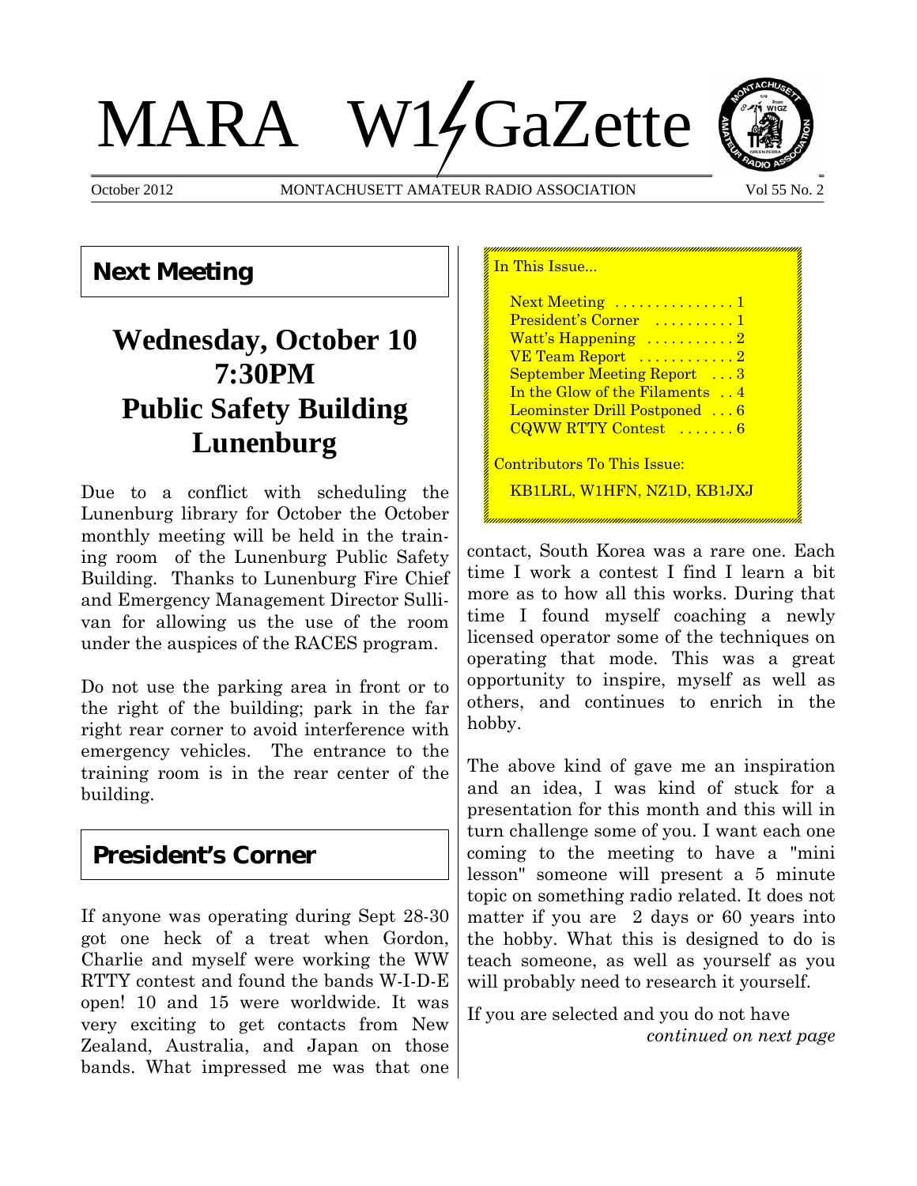# MARA W1GaZette

October 2012 — MONTACHUSETT AMATEUR RADIO ASSOCIATION — Vol 55 No. 2

## Next Meeting

**Wednesday, October 10**
**7:30PM**
**Public Safety Building**
**Lunenburg**

Due to a conflict with scheduling the Lunenburg library for October the October monthly meeting will be held in the training room of the Lunenburg Public Safety Building. Thanks to Lunenburg Fire Chief and Emergency Management Director Sullivan for allowing us the use of the room under the auspices of the RACES program.

Do not use the parking area in front or to the right of the building; park in the far right rear corner to avoid interference with emergency vehicles. The entrance to the training room is in the rear center of the building.

## President's Corner

If anyone was operating during Sept 28-30 got one heck of a treat when Gordon, Charlie and myself were working the WW RTTY contest and found the bands W-I-D-E open! 10 and 15 were worldwide. It was very exciting to get contacts from New Zealand, Australia, and Japan on those bands. What impressed me was that one contact, South Korea was a rare one. Each time I work a contest I find I learn a bit more as to how all this works. During that time I found myself coaching a newly licensed operator some of the techniques on operating that mode. This was a great opportunity to inspire, myself as well as others, and continues to enrich in the hobby.

The above kind of gave me an inspiration and an idea, I was kind of stuck for a presentation for this month and this will in turn challenge some of you. I want each one coming to the meeting to have a "mini lesson" someone will present a 5 minute topic on something radio related. It does not matter if you are 2 days or 60 years into the hobby. What this is designed to do is teach someone, as well as yourself as you will probably need to research it yourself.

If you are selected and you do not have

*continued on next page*

---

In This Issue...

- Next Meeting ............... 1
- President's Corner .......... 1
- Watt's Happening ........... 2
- VE Team Report ............ 2
- September Meeting Report ... 3
- In the Glow of the Filaments .. 4
- Leominster Drill Postponed ... 6
- CQWW RTTY Contest ....... 6

Contributors To This Issue:

KB1LRL, W1HFN, NZ1D, KB1JXJ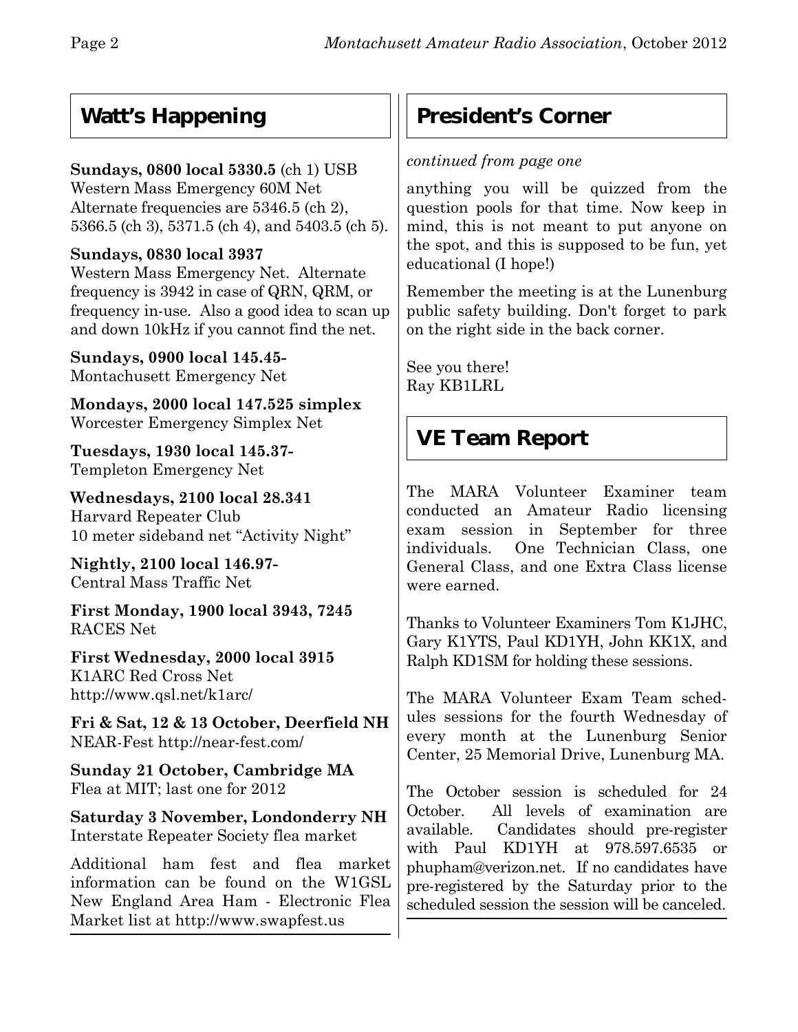## Watt's Happening

**Sundays, 0800 local 5330.5** (ch 1) USB
Western Mass Emergency 60M Net
Alternate frequencies are 5346.5 (ch 2), 5366.5 (ch 3), 5371.5 (ch 4), and 5403.5 (ch 5).

**Sundays, 0830 local 3937**
Western Mass Emergency Net. Alternate frequency is 3942 in case of QRN, QRM, or frequency in-use. Also a good idea to scan up and down 10kHz if you cannot find the net.

**Sundays, 0900 local 145.45-**
Montachusett Emergency Net

**Mondays, 2000 local 147.525 simplex**
Worcester Emergency Simplex Net

**Tuesdays, 1930 local 145.37-**
Templeton Emergency Net

**Wednesdays, 2100 local 28.341**
Harvard Repeater Club
10 meter sideband net "Activity Night"

**Nightly, 2100 local 146.97-**
Central Mass Traffic Net

**First Monday, 1900 local 3943, 7245**
RACES Net

**First Wednesday, 2000 local 3915**
K1ARC Red Cross Net
http://www.qsl.net/k1arc/

**Fri & Sat, 12 & 13 October, Deerfield NH**
NEAR-Fest http://near-fest.com/

**Sunday 21 October, Cambridge MA**
Flea at MIT; last one for 2012

**Saturday 3 November, Londonderry NH**
Interstate Repeater Society flea market

Additional ham fest and flea market information can be found on the W1GSL New England Area Ham - Electronic Flea Market list at http://www.swapfest.us

## President's Corner

*continued from page one*

anything you will be quizzed from the question pools for that time. Now keep in mind, this is not meant to put anyone on the spot, and this is supposed to be fun, yet educational (I hope!)

Remember the meeting is at the Lunenburg public safety building. Don't forget to park on the right side in the back corner.

See you there!
Ray KB1LRL

## VE Team Report

The MARA Volunteer Examiner team conducted an Amateur Radio licensing exam session in September for three individuals. One Technician Class, one General Class, and one Extra Class license were earned.

Thanks to Volunteer Examiners Tom K1JHC, Gary K1YTS, Paul KD1YH, John KK1X, and Ralph KD1SM for holding these sessions.

The MARA Volunteer Exam Team schedules sessions for the fourth Wednesday of every month at the Lunenburg Senior Center, 25 Memorial Drive, Lunenburg MA.

The October session is scheduled for 24 October. All levels of examination are available. Candidates should pre-register with Paul KD1YH at 978.597.6535 or phupham@verizon.net. If no candidates have pre-registered by the Saturday prior to the scheduled session the session will be canceled.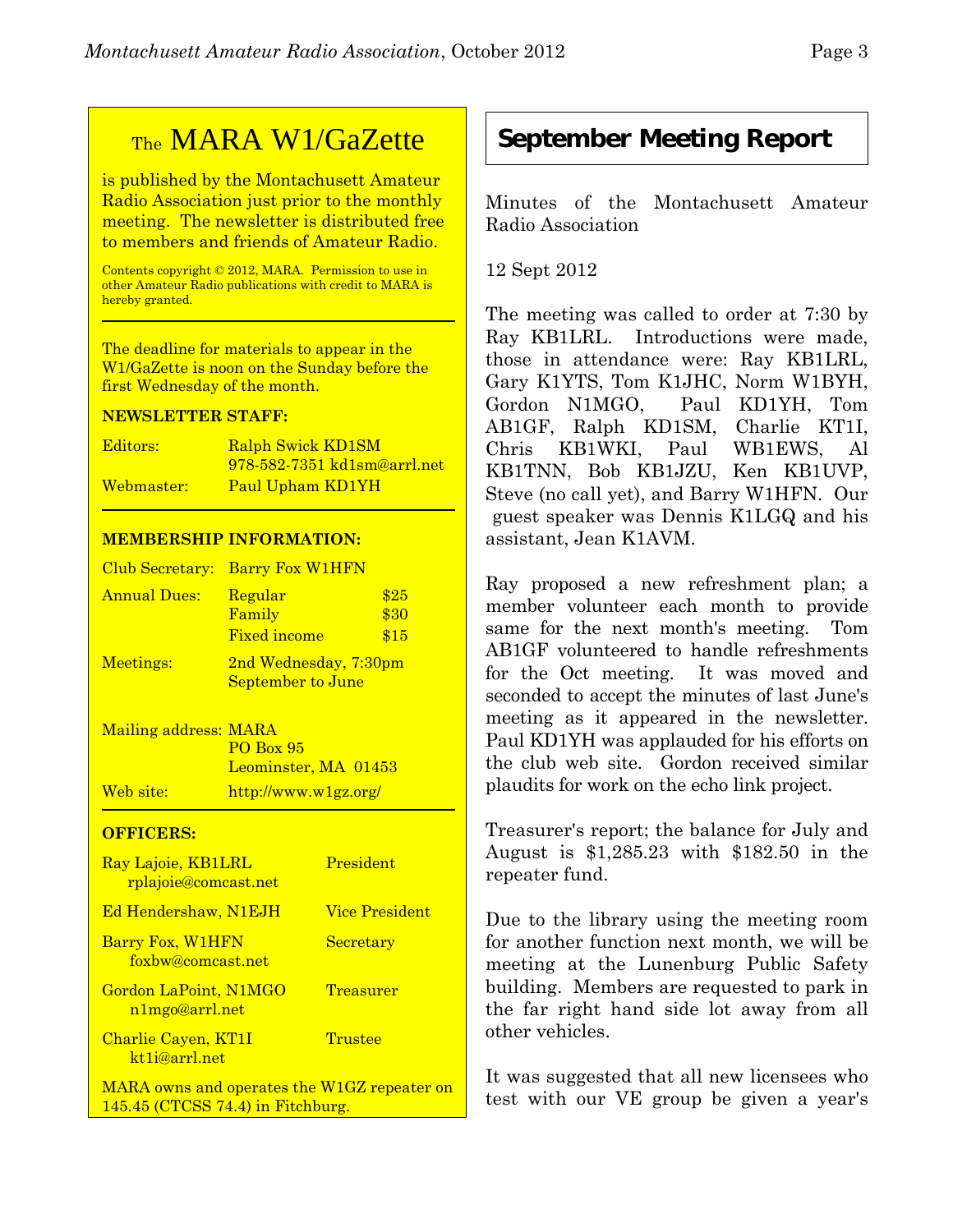## The MARA W1/GaZette

is published by the Montachusett Amateur Radio Association just prior to the monthly meeting. The newsletter is distributed free to members and friends of Amateur Radio.

Contents copyright © 2012, MARA. Permission to use in other Amateur Radio publications with credit to MARA is hereby granted.

The deadline for materials to appear in the W1/GaZette is noon on the Sunday before the first Wednesday of the month.

**NEWSLETTER STAFF:**

| | |
|---|---|
| Editors: | Ralph Swick KD1SM<br>978-582-7351 kd1sm@arrl.net |
| Webmaster: | Paul Upham KD1YH |

**MEMBERSHIP INFORMATION:**

| | | |
|---|---|---|
| Club Secretary: | Barry Fox W1HFN | |
| Annual Dues: | Regular | $25 |
| | Family | $30 |
| | Fixed income | $15 |
| Meetings: | 2nd Wednesday, 7:30pm<br>September to June | |
| Mailing address: | MARA<br>PO Box 95<br>Leominster, MA 01453 | |
| Web site: | http://www.w1gz.org/ | |

**OFFICERS:**

| | |
|---|---|
| Ray Lajoie, KB1LRL<br>rplajoie@comcast.net | President |
| Ed Hendershaw, N1EJH | Vice President |
| Barry Fox, W1HFN<br>foxbw@comcast.net | Secretary |
| Gordon LaPoint, N1MGO<br>n1mgo@arrl.net | Treasurer |
| Charlie Cayen, KT1I<br>kt1i@arrl.net | Trustee |

MARA owns and operates the W1GZ repeater on 145.45 (CTCSS 74.4) in Fitchburg.

## September Meeting Report

Minutes of the Montachusett Amateur Radio Association

12 Sept 2012

The meeting was called to order at 7:30 by Ray KB1LRL. Introductions were made, those in attendance were: Ray KB1LRL, Gary K1YTS, Tom K1JHC, Norm W1BYH, Gordon N1MGO, Paul KD1YH, Tom AB1GF, Ralph KD1SM, Charlie KT1I, Chris KB1WKI, Paul WB1EWS, Al KB1TNN, Bob KB1JZU, Ken KB1UVP, Steve (no call yet), and Barry W1HFN. Our guest speaker was Dennis K1LGQ and his assistant, Jean K1AVM.

Ray proposed a new refreshment plan; a member volunteer each month to provide same for the next month's meeting. Tom AB1GF volunteered to handle refreshments for the Oct meeting. It was moved and seconded to accept the minutes of last June's meeting as it appeared in the newsletter. Paul KD1YH was applauded for his efforts on the club web site. Gordon received similar plaudits for work on the echo link project.

Treasurer's report; the balance for July and August is $1,285.23 with $182.50 in the repeater fund.

Due to the library using the meeting room for another function next month, we will be meeting at the Lunenburg Public Safety building. Members are requested to park in the far right hand side lot away from all other vehicles.

It was suggested that all new licensees who test with our VE group be given a year's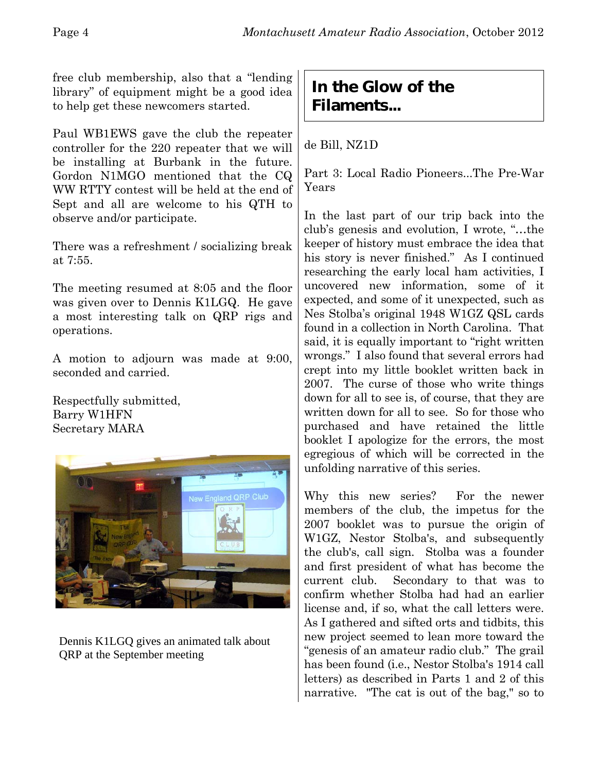free club membership, also that a "lending library" of equipment might be a good idea to help get these newcomers started.

Paul WB1EWS gave the club the repeater controller for the 220 repeater that we will be installing at Burbank in the future. Gordon N1MGO mentioned that the CQ WW RTTY contest will be held at the end of Sept and all are welcome to his QTH to observe and/or participate.

There was a refreshment / socializing break at 7:55.

The meeting resumed at 8:05 and the floor was given over to Dennis K1LGQ. He gave a most interesting talk on QRP rigs and operations.

A motion to adjourn was made at 9:00, seconded and carried.

Respectfully submitted,
Barry W1HFN
Secretary MARA

Dennis K1LGQ gives an animated talk about QRP at the September meeting

## In the Glow of the Filaments...

de Bill, NZ1D

Part 3: Local Radio Pioneers...The Pre-War Years

In the last part of our trip back into the club's genesis and evolution, I wrote, "…the keeper of history must embrace the idea that his story is never finished." As I continued researching the early local ham activities, I uncovered new information, some of it expected, and some of it unexpected, such as Nes Stolba's original 1948 W1GZ QSL cards found in a collection in North Carolina. That said, it is equally important to "right written wrongs." I also found that several errors had crept into my little booklet written back in 2007. The curse of those who write things down for all to see is, of course, that they are written down for all to see. So for those who purchased and have retained the little booklet I apologize for the errors, the most egregious of which will be corrected in the unfolding narrative of this series.

Why this new series? For the newer members of the club, the impetus for the 2007 booklet was to pursue the origin of W1GZ, Nestor Stolba's, and subsequently the club's, call sign. Stolba was a founder and first president of what has become the current club. Secondary to that was to confirm whether Stolba had had an earlier license and, if so, what the call letters were. As I gathered and sifted orts and tidbits, this new project seemed to lean more toward the "genesis of an amateur radio club." The grail has been found (i.e., Nestor Stolba's 1914 call letters) as described in Parts 1 and 2 of this narrative. "The cat is out of the bag," so to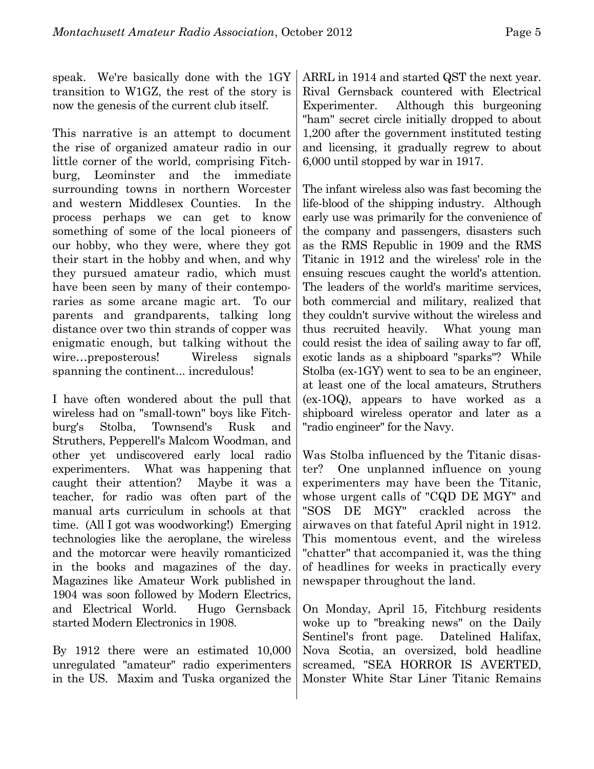speak. We're basically done with the 1GY transition to W1GZ, the rest of the story is now the genesis of the current club itself.

This narrative is an attempt to document the rise of organized amateur radio in our little corner of the world, comprising Fitchburg, Leominster and the immediate surrounding towns in northern Worcester and western Middlesex Counties. In the process perhaps we can get to know something of some of the local pioneers of our hobby, who they were, where they got their start in the hobby and when, and why they pursued amateur radio, which must have been seen by many of their contemporaries as some arcane magic art. To our parents and grandparents, talking long distance over two thin strands of copper was enigmatic enough, but talking without the wire…preposterous! Wireless signals spanning the continent... incredulous!

I have often wondered about the pull that wireless had on "small-town" boys like Fitchburg's Stolba, Townsend's Rusk and Struthers, Pepperell's Malcom Woodman, and other yet undiscovered early local radio experimenters. What was happening that caught their attention? Maybe it was a teacher, for radio was often part of the manual arts curriculum in schools at that time. (All I got was woodworking!) Emerging technologies like the aeroplane, the wireless and the motorcar were heavily romanticized in the books and magazines of the day. Magazines like Amateur Work published in 1904 was soon followed by Modern Electrics, and Electrical World. Hugo Gernsback started Modern Electronics in 1908.

By 1912 there were an estimated 10,000 unregulated "amateur" radio experimenters in the US. Maxim and Tuska organized the ARRL in 1914 and started QST the next year. Rival Gernsback countered with Electrical Experimenter. Although this burgeoning "ham" secret circle initially dropped to about 1,200 after the government instituted testing and licensing, it gradually regrew to about 6,000 until stopped by war in 1917.

The infant wireless also was fast becoming the life-blood of the shipping industry. Although early use was primarily for the convenience of the company and passengers, disasters such as the RMS Republic in 1909 and the RMS Titanic in 1912 and the wireless' role in the ensuing rescues caught the world's attention. The leaders of the world's maritime services, both commercial and military, realized that they couldn't survive without the wireless and thus recruited heavily. What young man could resist the idea of sailing away to far off, exotic lands as a shipboard "sparks"? While Stolba (ex-1GY) went to sea to be an engineer, at least one of the local amateurs, Struthers (ex-1OQ), appears to have worked as a shipboard wireless operator and later as a "radio engineer" for the Navy.

Was Stolba influenced by the Titanic disaster? One unplanned influence on young experimenters may have been the Titanic, whose urgent calls of "CQD DE MGY" and "SOS DE MGY" crackled across the airwaves on that fateful April night in 1912. This momentous event, and the wireless "chatter" that accompanied it, was the thing of headlines for weeks in practically every newspaper throughout the land.

On Monday, April 15, Fitchburg residents woke up to "breaking news" on the Daily Sentinel's front page. Datelined Halifax, Nova Scotia, an oversized, bold headline screamed, "SEA HORROR IS AVERTED, Monster White Star Liner Titanic Remains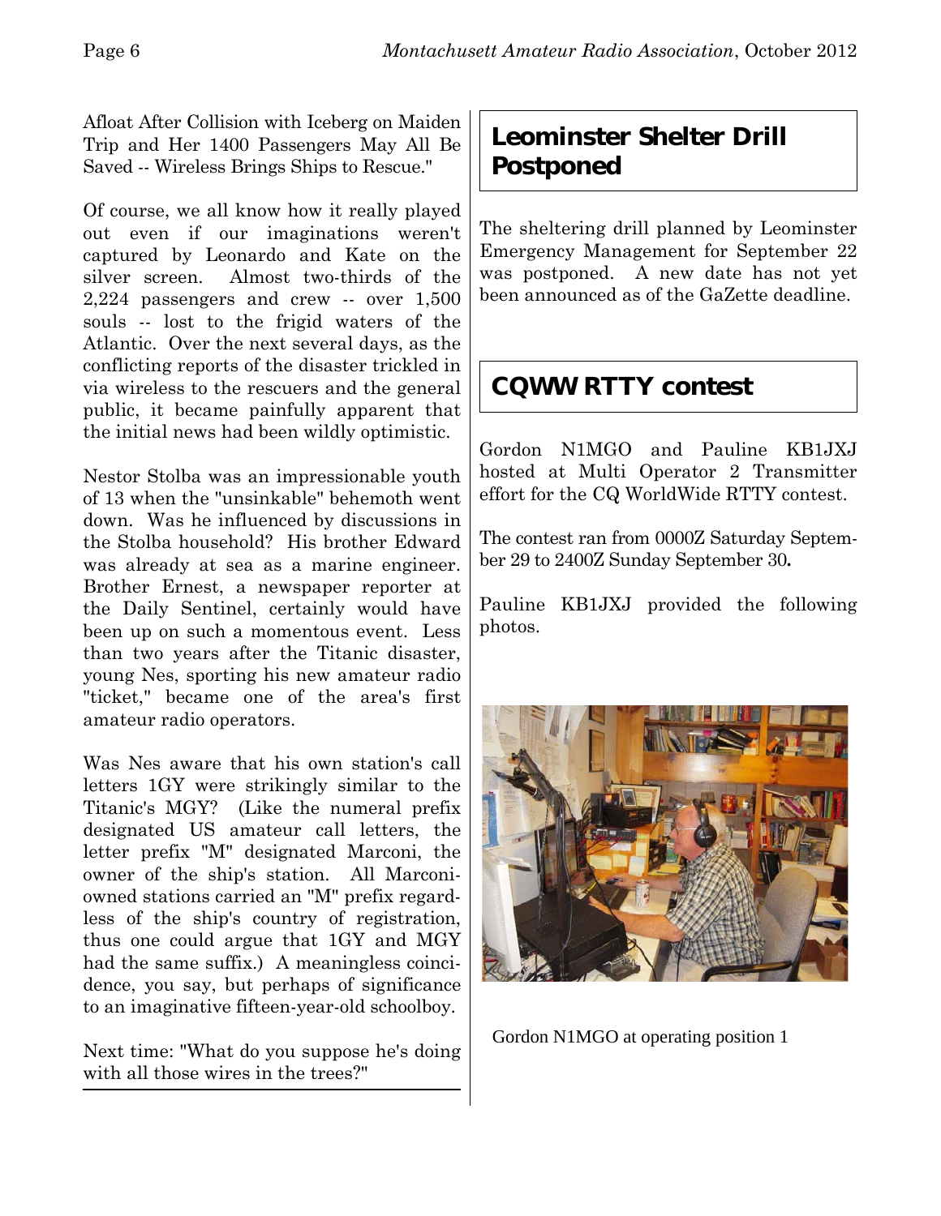Afloat After Collision with Iceberg on Maiden Trip and Her 1400 Passengers May All Be Saved -- Wireless Brings Ships to Rescue."

Of course, we all know how it really played out even if our imaginations weren't captured by Leonardo and Kate on the silver screen. Almost two-thirds of the 2,224 passengers and crew -- over 1,500 souls -- lost to the frigid waters of the Atlantic. Over the next several days, as the conflicting reports of the disaster trickled in via wireless to the rescuers and the general public, it became painfully apparent that the initial news had been wildly optimistic.

Nestor Stolba was an impressionable youth of 13 when the "unsinkable" behemoth went down. Was he influenced by discussions in the Stolba household? His brother Edward was already at sea as a marine engineer. Brother Ernest, a newspaper reporter at the Daily Sentinel, certainly would have been up on such a momentous event. Less than two years after the Titanic disaster, young Nes, sporting his new amateur radio "ticket," became one of the area's first amateur radio operators.

Was Nes aware that his own station's call letters 1GY were strikingly similar to the Titanic's MGY? (Like the numeral prefix designated US amateur call letters, the letter prefix "M" designated Marconi, the owner of the ship's station. All Marconi-owned stations carried an "M" prefix regardless of the ship's country of registration, thus one could argue that 1GY and MGY had the same suffix.) A meaningless coincidence, you say, but perhaps of significance to an imaginative fifteen-year-old schoolboy.

Next time: "What do you suppose he's doing with all those wires in the trees?"

## Leominster Shelter Drill Postponed

The sheltering drill planned by Leominster Emergency Management for September 22 was postponed. A new date has not yet been announced as of the GaZette deadline.

## CQWW RTTY contest

Gordon N1MGO and Pauline KB1JXJ hosted at Multi Operator 2 Transmitter effort for the CQ WorldWide RTTY contest.

The contest ran from 0000Z Saturday September 29 to 2400Z Sunday September 30.

Pauline KB1JXJ provided the following photos.

Gordon N1MGO at operating position 1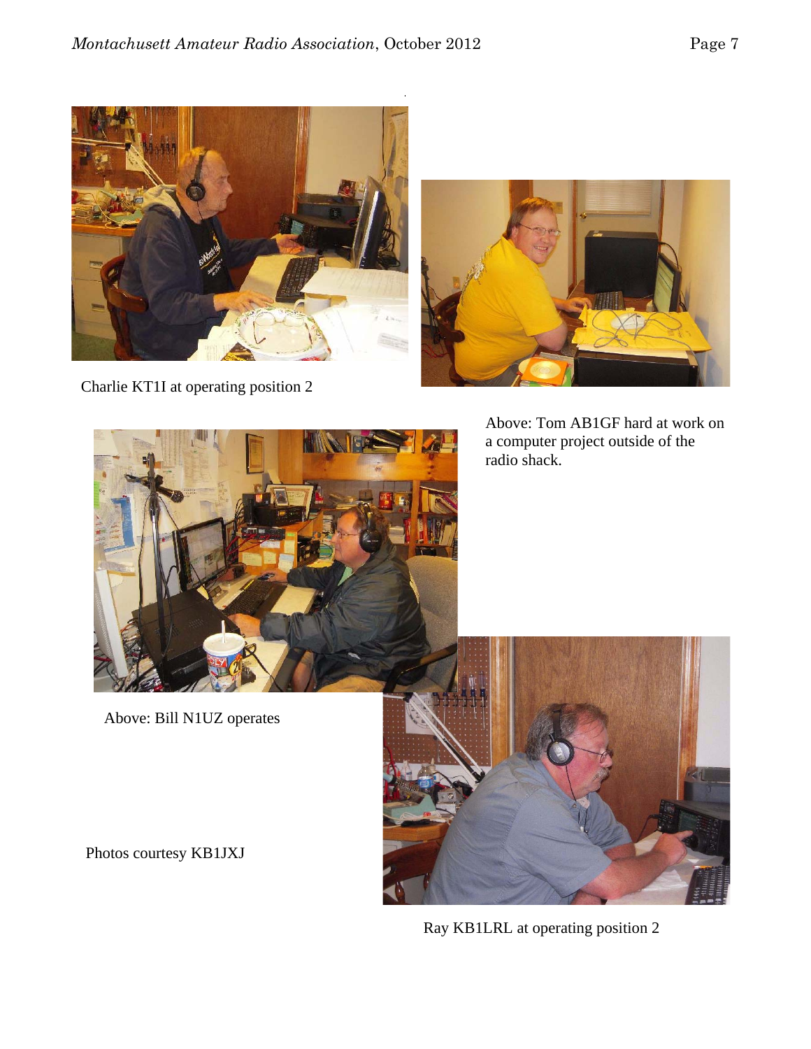Charlie KT1I at operating position 2

Above: Tom AB1GF hard at work on a computer project outside of the radio shack.

Above: Bill N1UZ operates

Photos courtesy KB1JXJ

Ray KB1LRL at operating position 2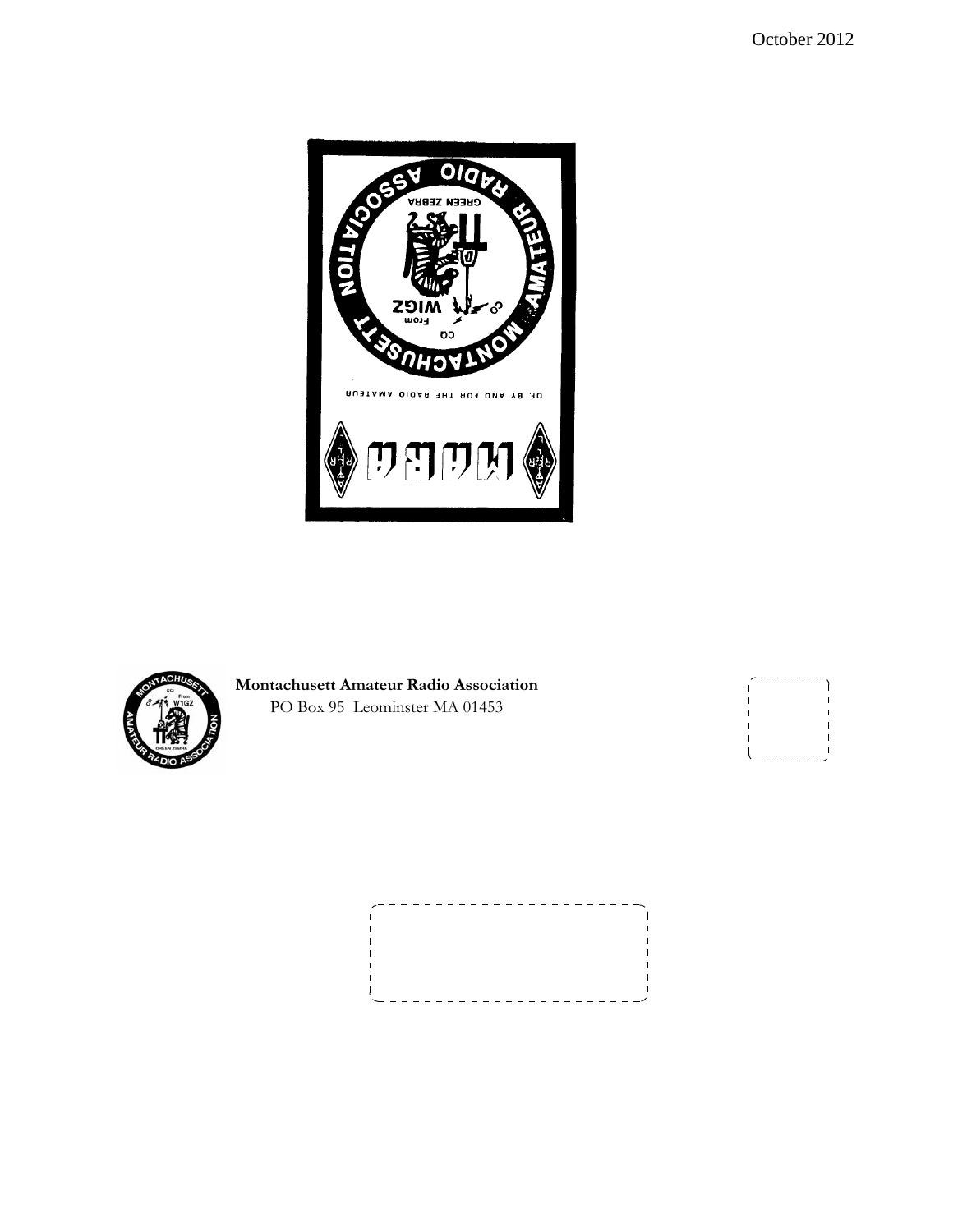**Montachusett Amateur Radio Association**

PO Box 95 Leominster MA 01453